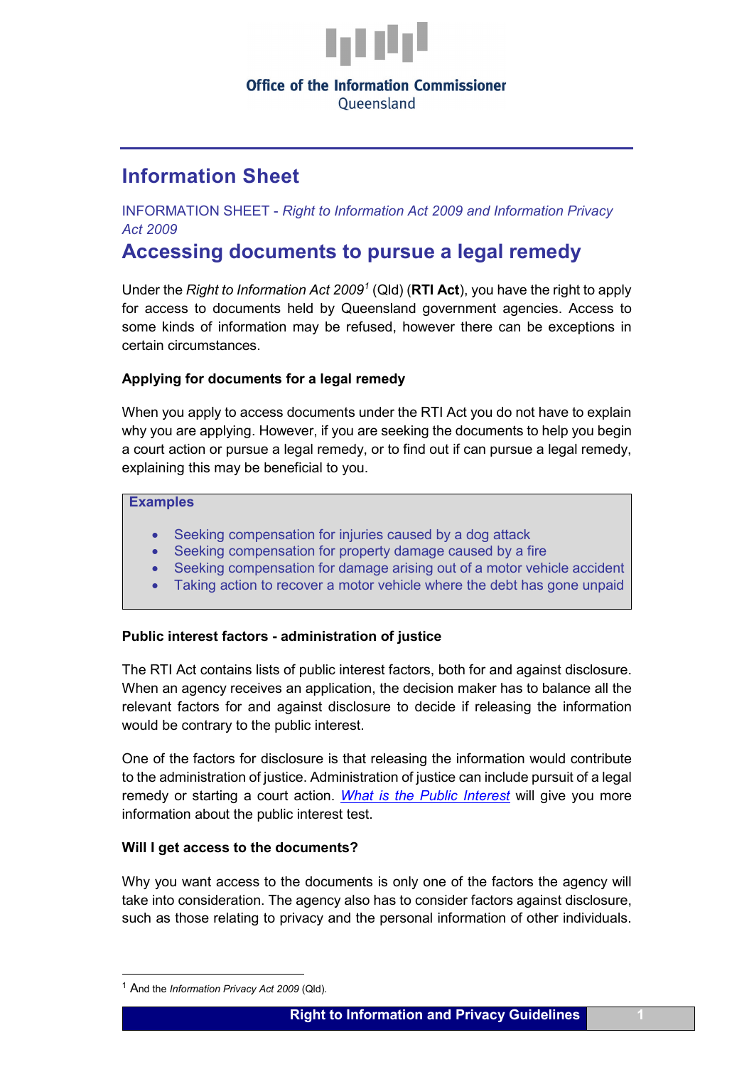Office of the Information Commissioner
Queensland

# Information Sheet

INFORMATION SHEET - *Right to Information Act 2009 and Information Privacy Act 2009*

## Accessing documents to pursue a legal remedy

Under the *Right to Information Act 2009*[1] (Qld) (**RTI Act**), you have the right to apply for access to documents held by Queensland government agencies. Access to some kinds of information may be refused, however there can be exceptions in certain circumstances.

### Applying for documents for a legal remedy

When you apply to access documents under the RTI Act you do not have to explain why you are applying. However, if you are seeking the documents to help you begin a court action or pursue a legal remedy, or to find out if can pursue a legal remedy, explaining this may be beneficial to you.

**Examples**

- Seeking compensation for injuries caused by a dog attack
- Seeking compensation for property damage caused by a fire
- Seeking compensation for damage arising out of a motor vehicle accident
- Taking action to recover a motor vehicle where the debt has gone unpaid

### Public interest factors - administration of justice

The RTI Act contains lists of public interest factors, both for and against disclosure. When an agency receives an application, the decision maker has to balance all the relevant factors for and against disclosure to decide if releasing the information would be contrary to the public interest.

One of the factors for disclosure is that releasing the information would contribute to the administration of justice. Administration of justice can include pursuit of a legal remedy or starting a court action. *What is the Public Interest* will give you more information about the public interest test.

### Will I get access to the documents?

Why you want access to the documents is only one of the factors the agency will take into consideration. The agency also has to consider factors against disclosure, such as those relating to privacy and the personal information of other individuals.

[1] And the *Information Privacy Act 2009* (Qld).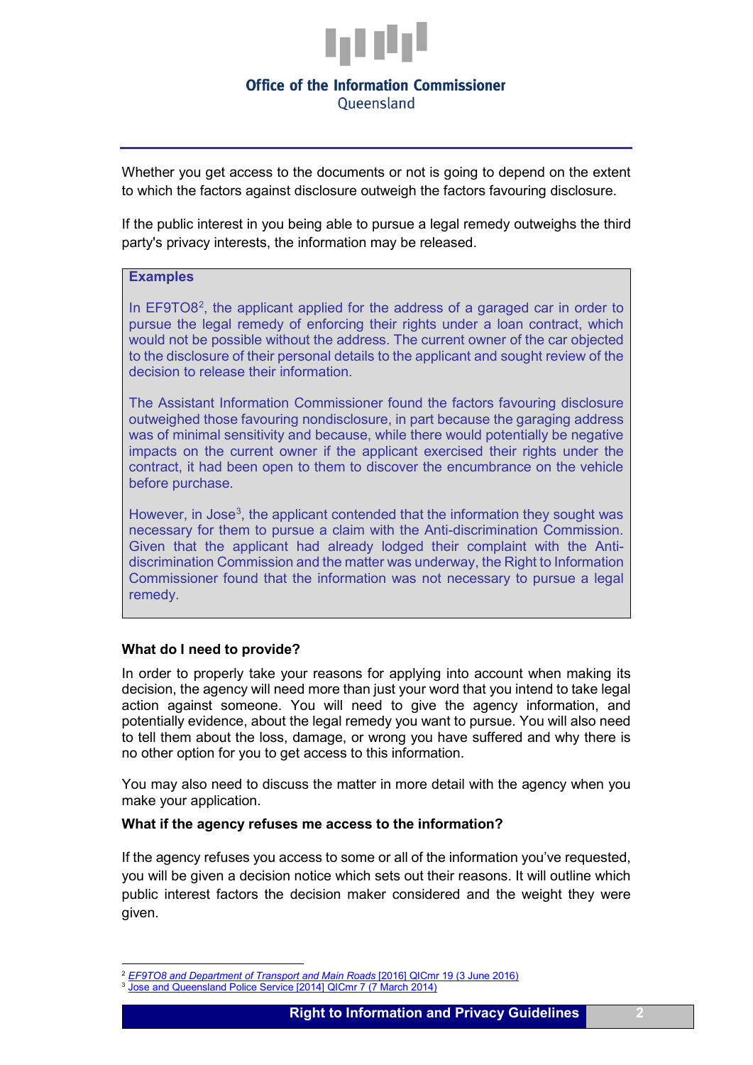Whether you get access to the documents or not is going to depend on the extent to which the factors against disclosure outweigh the factors favouring disclosure.

If the public interest in you being able to pursue a legal remedy outweighs the third party's privacy interests, the information may be released.

> **Examples**
>
> In EF9TO8[2], the applicant applied for the address of a garaged car in order to pursue the legal remedy of enforcing their rights under a loan contract, which would not be possible without the address. The current owner of the car objected to the disclosure of their personal details to the applicant and sought review of the decision to release their information.
>
> The Assistant Information Commissioner found the factors favouring disclosure outweighed those favouring nondisclosure, in part because the garaging address was of minimal sensitivity and because, while there would potentially be negative impacts on the current owner if the applicant exercised their rights under the contract, it had been open to them to discover the encumbrance on the vehicle before purchase.
>
> However, in Jose[3], the applicant contended that the information they sought was necessary for them to pursue a claim with the Anti-discrimination Commission. Given that the applicant had already lodged their complaint with the Anti-discrimination Commission and the matter was underway, the Right to Information Commissioner found that the information was not necessary to pursue a legal remedy.

**What do I need to provide?**

In order to properly take your reasons for applying into account when making its decision, the agency will need more than just your word that you intend to take legal action against someone. You will need to give the agency information, and potentially evidence, about the legal remedy you want to pursue. You will also need to tell them about the loss, damage, or wrong you have suffered and why there is no other option for you to get access to this information.

You may also need to discuss the matter in more detail with the agency when you make your application.

**What if the agency refuses me access to the information?**

If the agency refuses you access to some or all of the information you've requested, you will be given a decision notice which sets out their reasons. It will outline which public interest factors the decision maker considered and the weight they were given.

---

[2] *EF9TO8 and Department of Transport and Main Roads* [2016] QICmr 19 (3 June 2016)

[3] Jose and Queensland Police Service [2014] QICmr 7 (7 March 2014)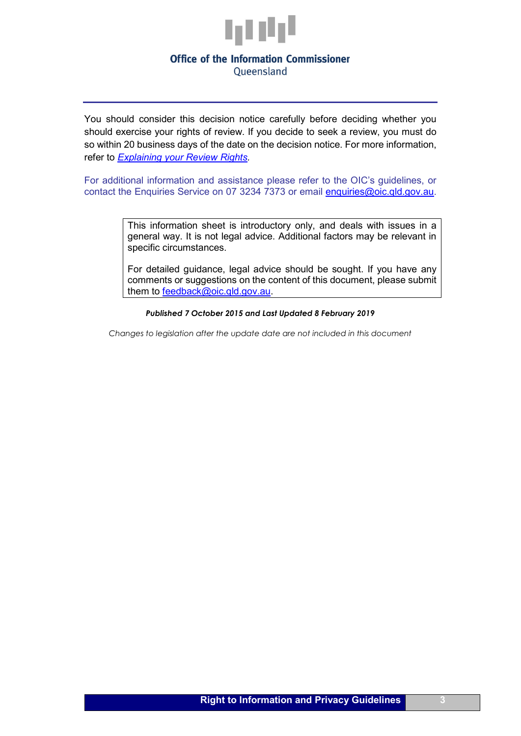You should consider this decision notice carefully before deciding whether you should exercise your rights of review. If you decide to seek a review, you must do so within 20 business days of the date on the decision notice. For more information, refer to *Explaining your Review Rights*.

For additional information and assistance please refer to the OIC's guidelines, or contact the Enquiries Service on 07 3234 7373 or email enquiries@oic.qld.gov.au.

> This information sheet is introductory only, and deals with issues in a general way. It is not legal advice. Additional factors may be relevant in specific circumstances.
>
> For detailed guidance, legal advice should be sought. If you have any comments or suggestions on the content of this document, please submit them to feedback@oic.qld.gov.au.

***Published 7 October 2015 and Last Updated 8 February 2019***

*Changes to legislation after the update date are not included in this document*